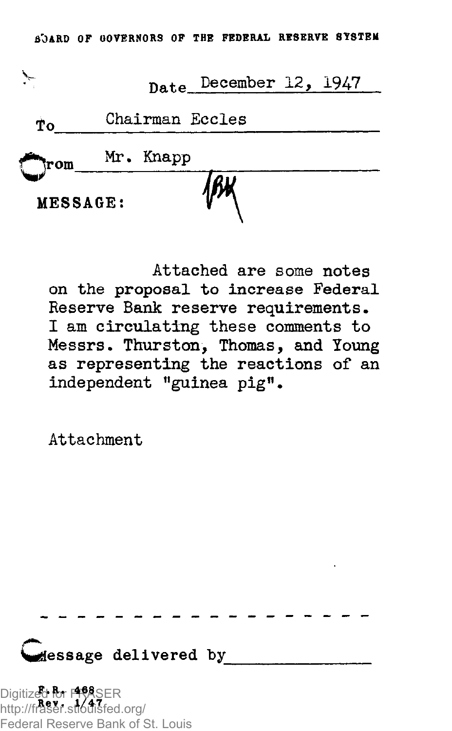BOARD OF GOVERNORS OF THE FEDERAL RESERVE SYSTEM

Date December 12, 1947

To Chairman Eccles

From Mr. Knapp

MESSAGE:

JBK

Attached are some notes on the proposal to increase Federal Reserve Bank reserve requirements. I am circulating these comments to Messrs. Thurston, Thomas, and Young as representing the reactions of an independent "guinea pig".

Attachment

- - - - - - - - - - - - - - - - - - - -

Message delivered by_______________

F. R. 468
Rev. 1/47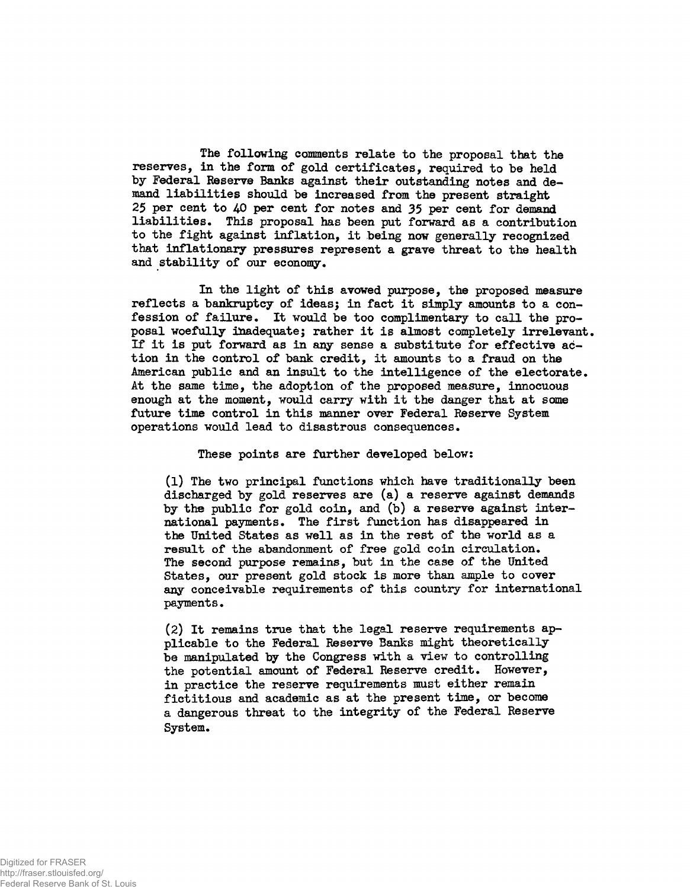The following comments relate to the proposal that the reserves, in the form of gold certificates, required to be held by Federal Reserve Banks against their outstanding notes and demand liabilities should be increased from the present straight 25 per cent to 40 per cent for notes and 35 per cent for demand liabilities. This proposal has been put forward as a contribution to the fight against inflation, it being now generally recognized that inflationary pressures represent a grave threat to the health and stability of our economy.

In the light of this avowed purpose, the proposed measure reflects a bankruptcy of ideas; in fact it simply amounts to a confession of failure. It would be too complimentary to call the proposal woefully inadequate; rather it is almost completely irrelevant. If it is put forward as in any sense a substitute for effective action in the control of bank credit, it amounts to a fraud on the American public and an insult to the intelligence of the electorate. At the same time, the adoption of the proposed measure, innocuous enough at the moment, would carry with it the danger that at some future time control in this manner over Federal Reserve System operations would lead to disastrous consequences.

These points are further developed below:

(1) The two principal functions which have traditionally been discharged by gold reserves are (a) a reserve against demands by the public for gold coin, and (b) a reserve against international payments. The first function has disappeared in the United States as well as in the rest of the world as a result of the abandonment of free gold coin circulation. The second purpose remains, but in the case of the United States, our present gold stock is more than ample to cover any conceivable requirements of this country for international payments.

(2) It remains true that the legal reserve requirements applicable to the Federal Reserve Banks might theoretically be manipulated by the Congress with a view to controlling the potential amount of Federal Reserve credit. However, in practice the reserve requirements must either remain fictitious and academic as at the present time, or become a dangerous threat to the integrity of the Federal Reserve System.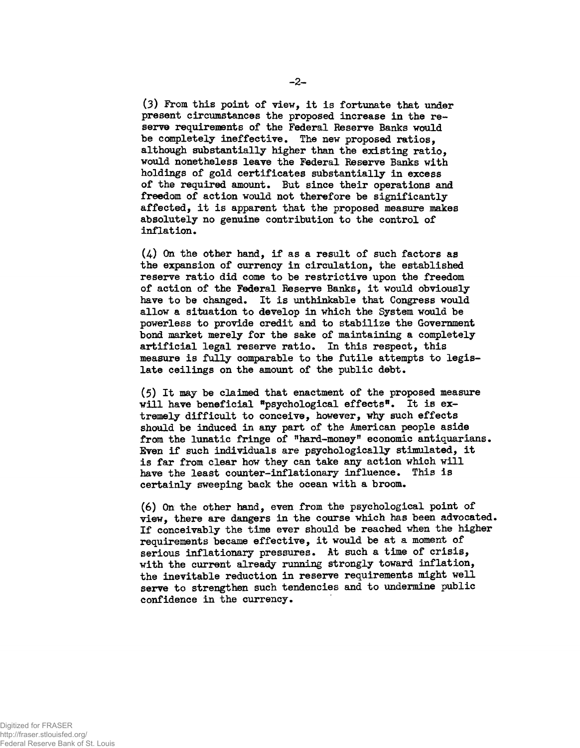(3) From this point of view, it is fortunate that under present circumstances the proposed increase in the reserve requirements of the Federal Reserve Banks would be completely ineffective. The new proposed ratios, although substantially higher than the existing ratio, would nonetheless leave the Federal Reserve Banks with holdings of gold certificates substantially in excess of the required amount. But since their operations and freedom of action would not therefore be significantly affected, it is apparent that the proposed measure makes absolutely no genuine contribution to the control of inflation.

(4) On the other hand, if as a result of such factors as the expansion of currency in circulation, the established reserve ratio did come to be restrictive upon the freedom of action of the Federal Reserve Banks, it would obviously have to be changed. It is unthinkable that Congress would allow a situation to develop in which the System would be powerless to provide credit and to stabilize the Government bond market merely for the sake of maintaining a completely artificial legal reserve ratio. In this respect, this measure is fully comparable to the futile attempts to legislate ceilings on the amount of the public debt.

(5) It may be claimed that enactment of the proposed measure will have beneficial "psychological effects". It is extremely difficult to conceive, however, why such effects should be induced in any part of the American people aside from the lunatic fringe of "hard-money" economic antiquarians. Even if such individuals are psychologically stimulated, it is far from clear how they can take any action which will have the least counter-inflationary influence. This is certainly sweeping back the ocean with a broom.

(6) On the other hand, even from the psychological point of view, there are dangers in the course which has been advocated. If conceivably the time ever should be reached when the higher requirements became effective, it would be at a moment of serious inflationary pressures. At such a time of crisis, with the current already running strongly toward inflation, the inevitable reduction in reserve requirements might well serve to strengthen such tendencies and to undermine public confidence in the currency.